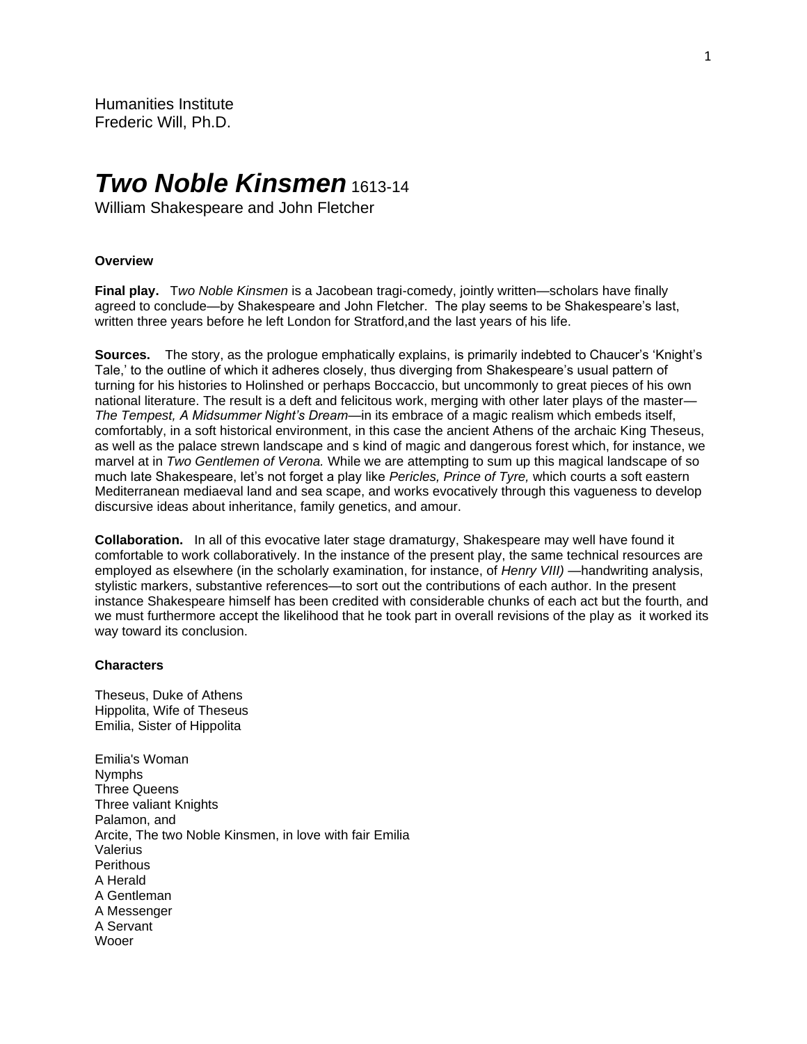Humanities Institute
Frederic Will, Ph.D.

# *Two Noble Kinsmen* 1613-14

William Shakespeare and John Fletcher

**Overview**

**Final play.** T*wo Noble Kinsmen* is a Jacobean tragi-comedy, jointly written—scholars have finally agreed to conclude—by Shakespeare and John Fletcher. The play seems to be Shakespeare's last, written three years before he left London for Stratford,and the last years of his life.

**Sources.** The story, as the prologue emphatically explains, is primarily indebted to Chaucer's 'Knight's Tale,' to the outline of which it adheres closely, thus diverging from Shakespeare's usual pattern of turning for his histories to Holinshed or perhaps Boccaccio, but uncommonly to great pieces of his own national literature. The result is a deft and felicitous work, merging with other later plays of the master—*The Tempest, A Midsummer Night's Dream*—in its embrace of a magic realism which embeds itself, comfortably, in a soft historical environment, in this case the ancient Athens of the archaic King Theseus, as well as the palace strewn landscape and s kind of magic and dangerous forest which, for instance, we marvel at in *Two Gentlemen of Verona.* While we are attempting to sum up this magical landscape of so much late Shakespeare, let's not forget a play like *Pericles, Prince of Tyre,* which courts a soft eastern Mediterranean mediaeval land and sea scape, and works evocatively through this vagueness to develop discursive ideas about inheritance, family genetics, and amour.

**Collaboration.** In all of this evocative later stage dramaturgy, Shakespeare may well have found it comfortable to work collaboratively. In the instance of the present play, the same technical resources are employed as elsewhere (in the scholarly examination, for instance, of *Henry VIII)* —handwriting analysis, stylistic markers, substantive references—to sort out the contributions of each author. In the present instance Shakespeare himself has been credited with considerable chunks of each act but the fourth, and we must furthermore accept the likelihood that he took part in overall revisions of the play as it worked its way toward its conclusion.

**Characters**

Theseus, Duke of Athens
Hippolita, Wife of Theseus
Emilia, Sister of Hippolita

Emilia's Woman
Nymphs
Three Queens
Three valiant Knights
Palamon, and
Arcite, The two Noble Kinsmen, in love with fair Emilia
Valerius
Perithous
A Herald
A Gentleman
A Messenger
A Servant
Wooer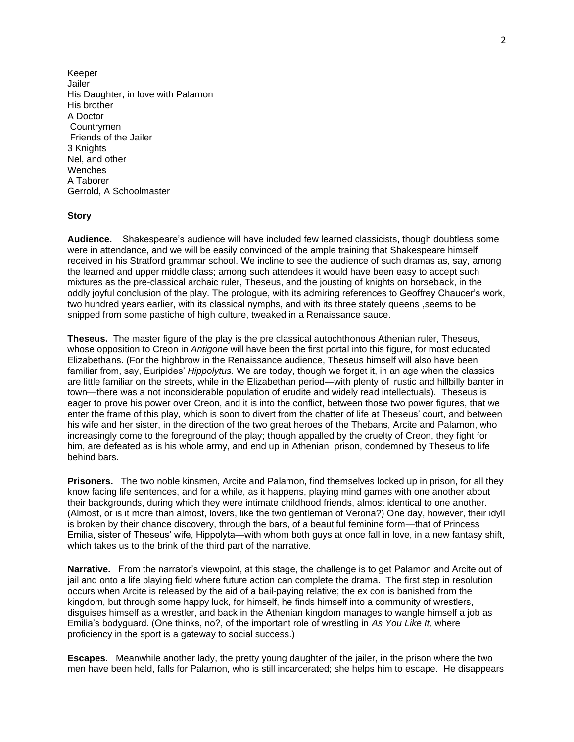Keeper
Jailer
His Daughter, in love with Palamon
His brother
A Doctor
Countrymen
Friends of the Jailer
3 Knights
Nel, and other
Wenches
A Taborer
Gerrold, A Schoolmaster

**Story**

**Audience.** Shakespeare's audience will have included few learned classicists, though doubtless some were in attendance, and we will be easily convinced of the ample training that Shakespeare himself received in his Stratford grammar school. We incline to see the audience of such dramas as, say, among the learned and upper middle class; among such attendees it would have been easy to accept such mixtures as the pre-classical archaic ruler, Theseus, and the jousting of knights on horseback, in the oddly joyful conclusion of the play. The prologue, with its admiring references to Geoffrey Chaucer's work, two hundred years earlier, with its classical nymphs, and with its three stately queens ,seems to be snipped from some pastiche of high culture, tweaked in a Renaissance sauce.

**Theseus.** The master figure of the play is the pre classical autochthonous Athenian ruler, Theseus, whose opposition to Creon in *Antigone* will have been the first portal into this figure, for most educated Elizabethans. (For the highbrow in the Renaissance audience, Theseus himself will also have been familiar from, say, Euripides' *Hippolytus.* We are today, though we forget it, in an age when the classics are little familiar on the streets, while in the Elizabethan period—with plenty of rustic and hillbilly banter in town—there was a not inconsiderable population of erudite and widely read intellectuals). Theseus is eager to prove his power over Creon, and it is into the conflict, between those two power figures, that we enter the frame of this play, which is soon to divert from the chatter of life at Theseus' court, and between his wife and her sister, in the direction of the two great heroes of the Thebans, Arcite and Palamon, who increasingly come to the foreground of the play; though appalled by the cruelty of Creon, they fight for him, are defeated as is his whole army, and end up in Athenian prison, condemned by Theseus to life behind bars.

**Prisoners.** The two noble kinsmen, Arcite and Palamon, find themselves locked up in prison, for all they know facing life sentences, and for a while, as it happens, playing mind games with one another about their backgrounds, during which they were intimate childhood friends, almost identical to one another. (Almost, or is it more than almost, lovers, like the two gentleman of Verona?) One day, however, their idyll is broken by their chance discovery, through the bars, of a beautiful feminine form—that of Princess Emilia, sister of Theseus' wife, Hippolyta—with whom both guys at once fall in love, in a new fantasy shift, which takes us to the brink of the third part of the narrative.

**Narrative.** From the narrator's viewpoint, at this stage, the challenge is to get Palamon and Arcite out of jail and onto a life playing field where future action can complete the drama. The first step in resolution occurs when Arcite is released by the aid of a bail-paying relative; the ex con is banished from the kingdom, but through some happy luck, for himself, he finds himself into a community of wrestlers, disguises himself as a wrestler, and back in the Athenian kingdom manages to wangle himself a job as Emilia's bodyguard. (One thinks, no?, of the important role of wrestling in *As You Like It,* where proficiency in the sport is a gateway to social success.)

**Escapes.** Meanwhile another lady, the pretty young daughter of the jailer, in the prison where the two men have been held, falls for Palamon, who is still incarcerated; she helps him to escape. He disappears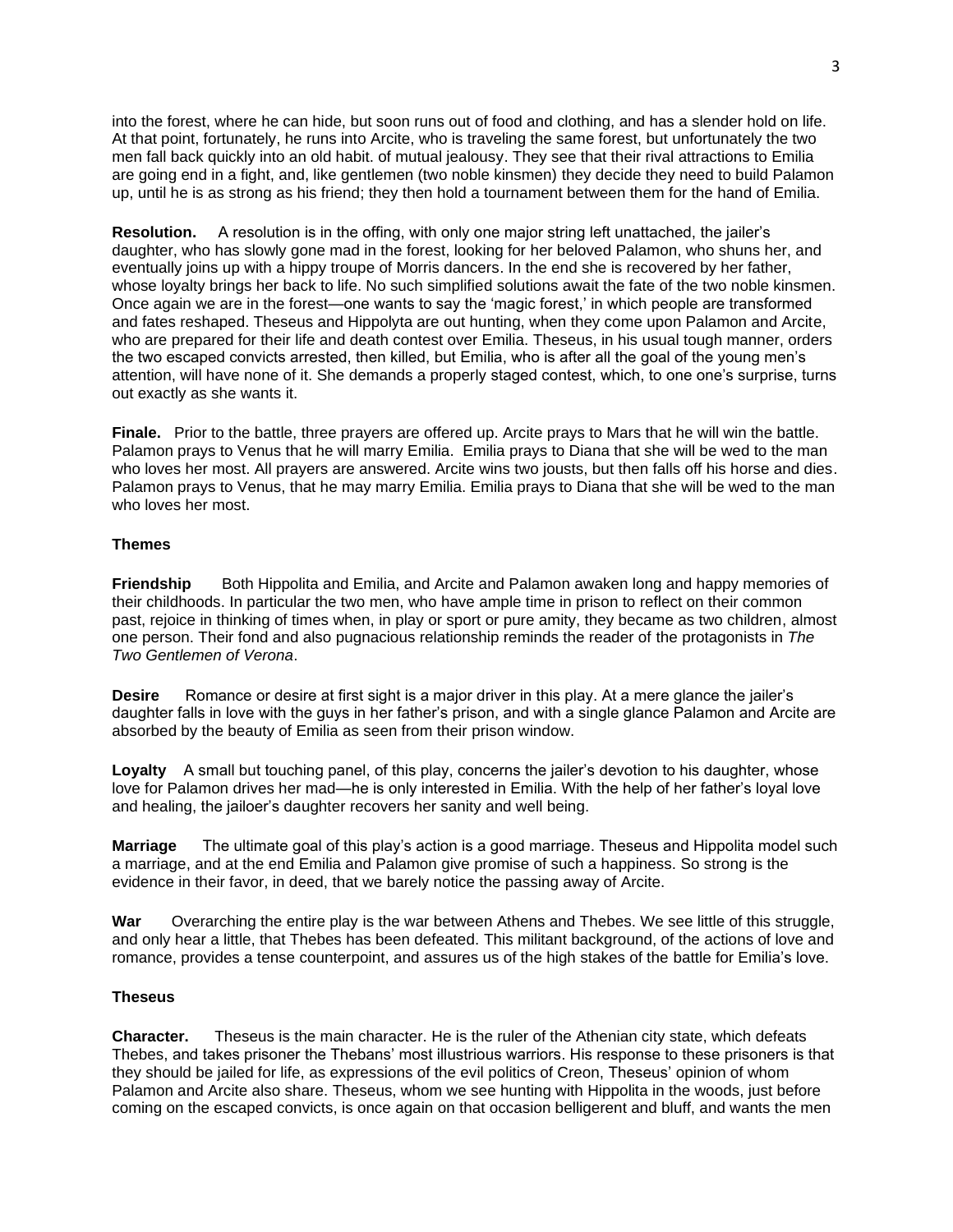into the forest, where he can hide, but soon runs out of food and clothing, and has a slender hold on life. At that point, fortunately, he runs into Arcite, who is traveling the same forest, but unfortunately the two men fall back quickly into an old habit. of mutual jealousy. They see that their rival attractions to Emilia are going end in a fight, and, like gentlemen (two noble kinsmen) they decide they need to build Palamon up, until he is as strong as his friend; they then hold a tournament between them for the hand of Emilia.

**Resolution.** A resolution is in the offing, with only one major string left unattached, the jailer's daughter, who has slowly gone mad in the forest, looking for her beloved Palamon, who shuns her, and eventually joins up with a hippy troupe of Morris dancers. In the end she is recovered by her father, whose loyalty brings her back to life. No such simplified solutions await the fate of the two noble kinsmen. Once again we are in the forest—one wants to say the 'magic forest,' in which people are transformed and fates reshaped. Theseus and Hippolyta are out hunting, when they come upon Palamon and Arcite, who are prepared for their life and death contest over Emilia. Theseus, in his usual tough manner, orders the two escaped convicts arrested, then killed, but Emilia, who is after all the goal of the young men's attention, will have none of it. She demands a properly staged contest, which, to one one's surprise, turns out exactly as she wants it.

**Finale.** Prior to the battle, three prayers are offered up. Arcite prays to Mars that he will win the battle. Palamon prays to Venus that he will marry Emilia. Emilia prays to Diana that she will be wed to the man who loves her most. All prayers are answered. Arcite wins two jousts, but then falls off his horse and dies. Palamon prays to Venus, that he may marry Emilia. Emilia prays to Diana that she will be wed to the man who loves her most.

**Themes**

**Friendship** Both Hippolita and Emilia, and Arcite and Palamon awaken long and happy memories of their childhoods. In particular the two men, who have ample time in prison to reflect on their common past, rejoice in thinking of times when, in play or sport or pure amity, they became as two children, almost one person. Their fond and also pugnacious relationship reminds the reader of the protagonists in *The Two Gentlemen of Verona*.

**Desire** Romance or desire at first sight is a major driver in this play. At a mere glance the jailer's daughter falls in love with the guys in her father's prison, and with a single glance Palamon and Arcite are absorbed by the beauty of Emilia as seen from their prison window.

**Loyalty** A small but touching panel, of this play, concerns the jailer's devotion to his daughter, whose love for Palamon drives her mad—he is only interested in Emilia. With the help of her father's loyal love and healing, the jailoer's daughter recovers her sanity and well being.

**Marriage** The ultimate goal of this play's action is a good marriage. Theseus and Hippolita model such a marriage, and at the end Emilia and Palamon give promise of such a happiness. So strong is the evidence in their favor, in deed, that we barely notice the passing away of Arcite.

**War** Overarching the entire play is the war between Athens and Thebes. We see little of this struggle, and only hear a little, that Thebes has been defeated. This militant background, of the actions of love and romance, provides a tense counterpoint, and assures us of the high stakes of the battle for Emilia's love.

**Theseus**

**Character.** Theseus is the main character. He is the ruler of the Athenian city state, which defeats Thebes, and takes prisoner the Thebans' most illustrious warriors. His response to these prisoners is that they should be jailed for life, as expressions of the evil politics of Creon, Theseus' opinion of whom Palamon and Arcite also share. Theseus, whom we see hunting with Hippolita in the woods, just before coming on the escaped convicts, is once again on that occasion belligerent and bluff, and wants the men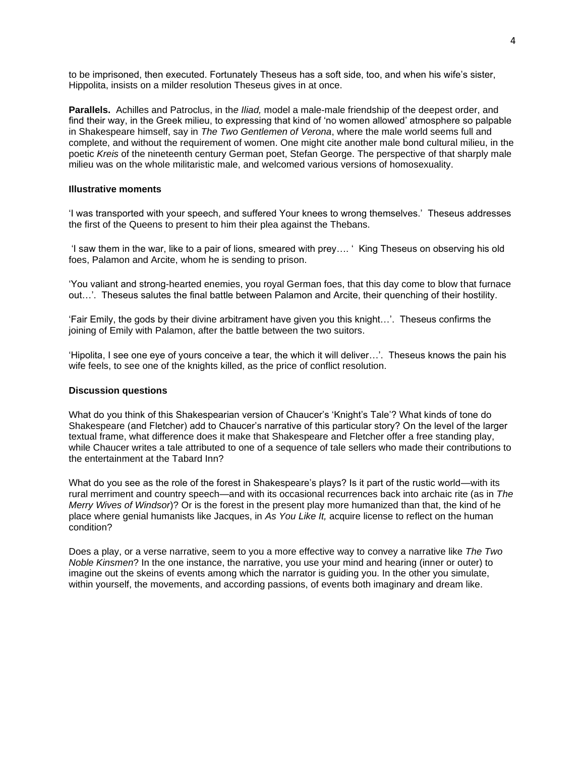to be imprisoned, then executed. Fortunately Theseus has a soft side, too, and when his wife's sister, Hippolita, insists on a milder resolution Theseus gives in at once.

**Parallels.** Achilles and Patroclus, in the *Iliad,* model a male-male friendship of the deepest order, and find their way, in the Greek milieu, to expressing that kind of 'no women allowed' atmosphere so palpable in Shakespeare himself, say in *The Two Gentlemen of Verona*, where the male world seems full and complete, and without the requirement of women. One might cite another male bond cultural milieu, in the poetic *Kreis* of the nineteenth century German poet, Stefan George. The perspective of that sharply male milieu was on the whole militaristic male, and welcomed various versions of homosexuality.

### Illustrative moments

'I was transported with your speech, and suffered Your knees to wrong themselves.' Theseus addresses the first of the Queens to present to him their plea against the Thebans.

'I saw them in the war, like to a pair of lions, smeared with prey…. ' King Theseus on observing his old foes, Palamon and Arcite, whom he is sending to prison.

'You valiant and strong-hearted enemies, you royal German foes, that this day come to blow that furnace out…'. Theseus salutes the final battle between Palamon and Arcite, their quenching of their hostility.

'Fair Emily, the gods by their divine arbitrament have given you this knight…'. Theseus confirms the joining of Emily with Palamon, after the battle between the two suitors.

'Hipolita, I see one eye of yours conceive a tear, the which it will deliver…'. Theseus knows the pain his wife feels, to see one of the knights killed, as the price of conflict resolution.

### Discussion questions

What do you think of this Shakespearian version of Chaucer's 'Knight's Tale'? What kinds of tone do Shakespeare (and Fletcher) add to Chaucer's narrative of this particular story? On the level of the larger textual frame, what difference does it make that Shakespeare and Fletcher offer a free standing play, while Chaucer writes a tale attributed to one of a sequence of tale sellers who made their contributions to the entertainment at the Tabard Inn?

What do you see as the role of the forest in Shakespeare's plays? Is it part of the rustic world—with its rural merriment and country speech—and with its occasional recurrences back into archaic rite (as in *The Merry Wives of Windsor*)? Or is the forest in the present play more humanized than that, the kind of he place where genial humanists like Jacques, in *As You Like It,* acquire license to reflect on the human condition?

Does a play, or a verse narrative, seem to you a more effective way to convey a narrative like *The Two Noble Kinsmen*? In the one instance, the narrative, you use your mind and hearing (inner or outer) to imagine out the skeins of events among which the narrator is guiding you. In the other you simulate, within yourself, the movements, and according passions, of events both imaginary and dream like.